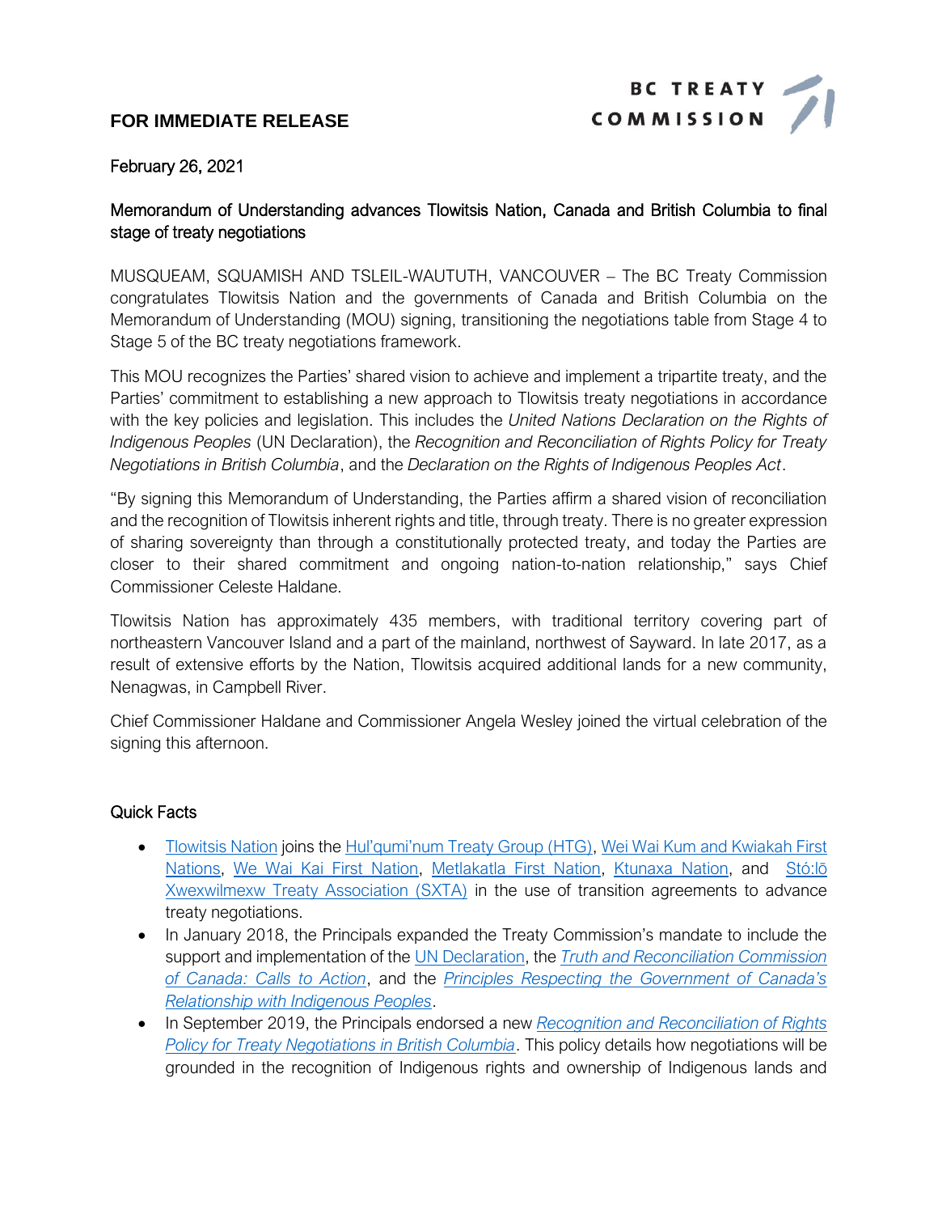**FOR IMMEDIATE RELEASE**

BC TREATY COMMISSION

February 26, 2021

## Memorandum of Understanding advances Tlowitsis Nation, Canada and British Columbia to final stage of treaty negotiations

MUSQUEAM, SQUAMISH AND TSLEIL-WAUTUTH, VANCOUVER – The BC Treaty Commission congratulates Tlowitsis Nation and the governments of Canada and British Columbia on the Memorandum of Understanding (MOU) signing, transitioning the negotiations table from Stage 4 to Stage 5 of the BC treaty negotiations framework.

This MOU recognizes the Parties' shared vision to achieve and implement a tripartite treaty, and the Parties' commitment to establishing a new approach to Tlowitsis treaty negotiations in accordance with the key policies and legislation. This includes the *United Nations Declaration on the Rights of Indigenous Peoples* (UN Declaration), the *Recognition and Reconciliation of Rights Policy for Treaty Negotiations in British Columbia*, and the *Declaration on the Rights of Indigenous Peoples Act*.

"By signing this Memorandum of Understanding, the Parties affirm a shared vision of reconciliation and the recognition of Tlowitsis inherent rights and title, through treaty. There is no greater expression of sharing sovereignty than through a constitutionally protected treaty, and today the Parties are closer to their shared commitment and ongoing nation-to-nation relationship," says Chief Commissioner Celeste Haldane.

Tlowitsis Nation has approximately 435 members, with traditional territory covering part of northeastern Vancouver Island and a part of the mainland, northwest of Sayward. In late 2017, as a result of extensive efforts by the Nation, Tlowitsis acquired additional lands for a new community, Nenagwas, in Campbell River.

Chief Commissioner Haldane and Commissioner Angela Wesley joined the virtual celebration of the signing this afternoon.

### Quick Facts

- Tlowitsis Nation joins the Hul'qumi'num Treaty Group (HTG), Wei Wai Kum and Kwiakah First Nations, We Wai Kai First Nation, Metlakatla First Nation, Ktunaxa Nation, and Stó:lō Xwexwilmexw Treaty Association (SXTA) in the use of transition agreements to advance treaty negotiations.
- In January 2018, the Principals expanded the Treaty Commission's mandate to include the support and implementation of the UN Declaration, the *Truth and Reconciliation Commission of Canada: Calls to Action*, and the *Principles Respecting the Government of Canada's Relationship with Indigenous Peoples*.
- In September 2019, the Principals endorsed a new *Recognition and Reconciliation of Rights Policy for Treaty Negotiations in British Columbia*. This policy details how negotiations will be grounded in the recognition of Indigenous rights and ownership of Indigenous lands and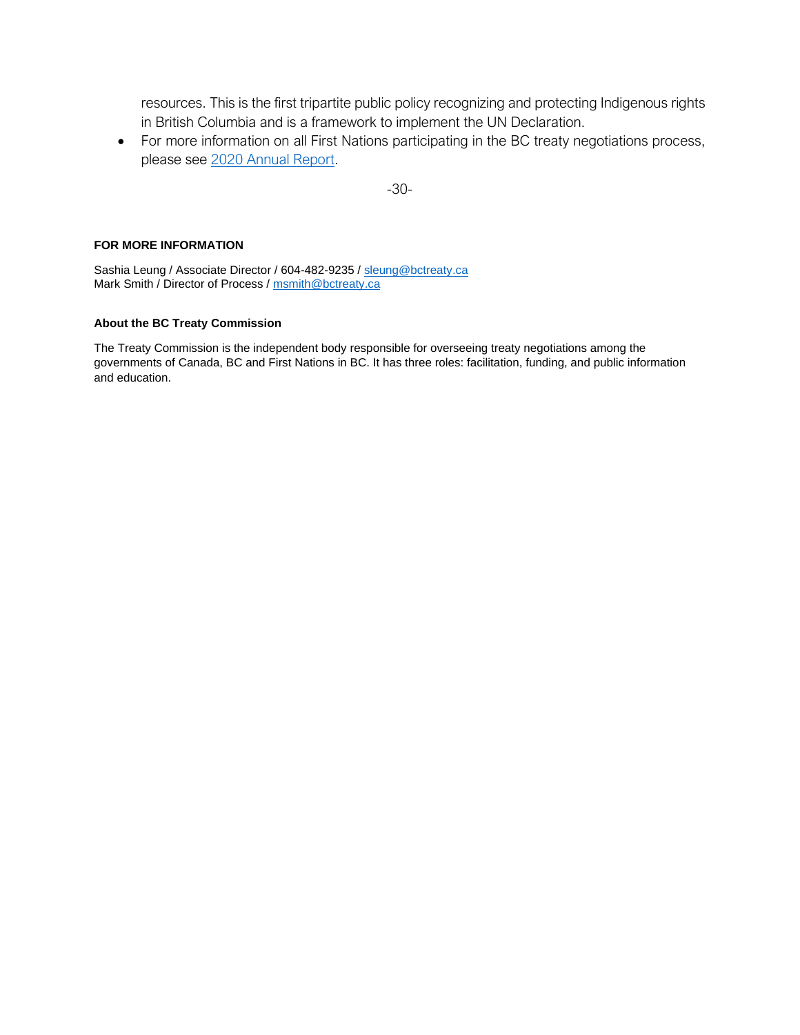resources. This is the first tripartite public policy recognizing and protecting Indigenous rights in British Columbia and is a framework to implement the UN Declaration.

- For more information on all First Nations participating in the BC treaty negotiations process, please see 2020 Annual Report.

-30-

**FOR MORE INFORMATION**

Sashia Leung / Associate Director / 604-482-9235 / sleung@bctreaty.ca
Mark Smith / Director of Process / msmith@bctreaty.ca

**About the BC Treaty Commission**

The Treaty Commission is the independent body responsible for overseeing treaty negotiations among the governments of Canada, BC and First Nations in BC. It has three roles: facilitation, funding, and public information and education.